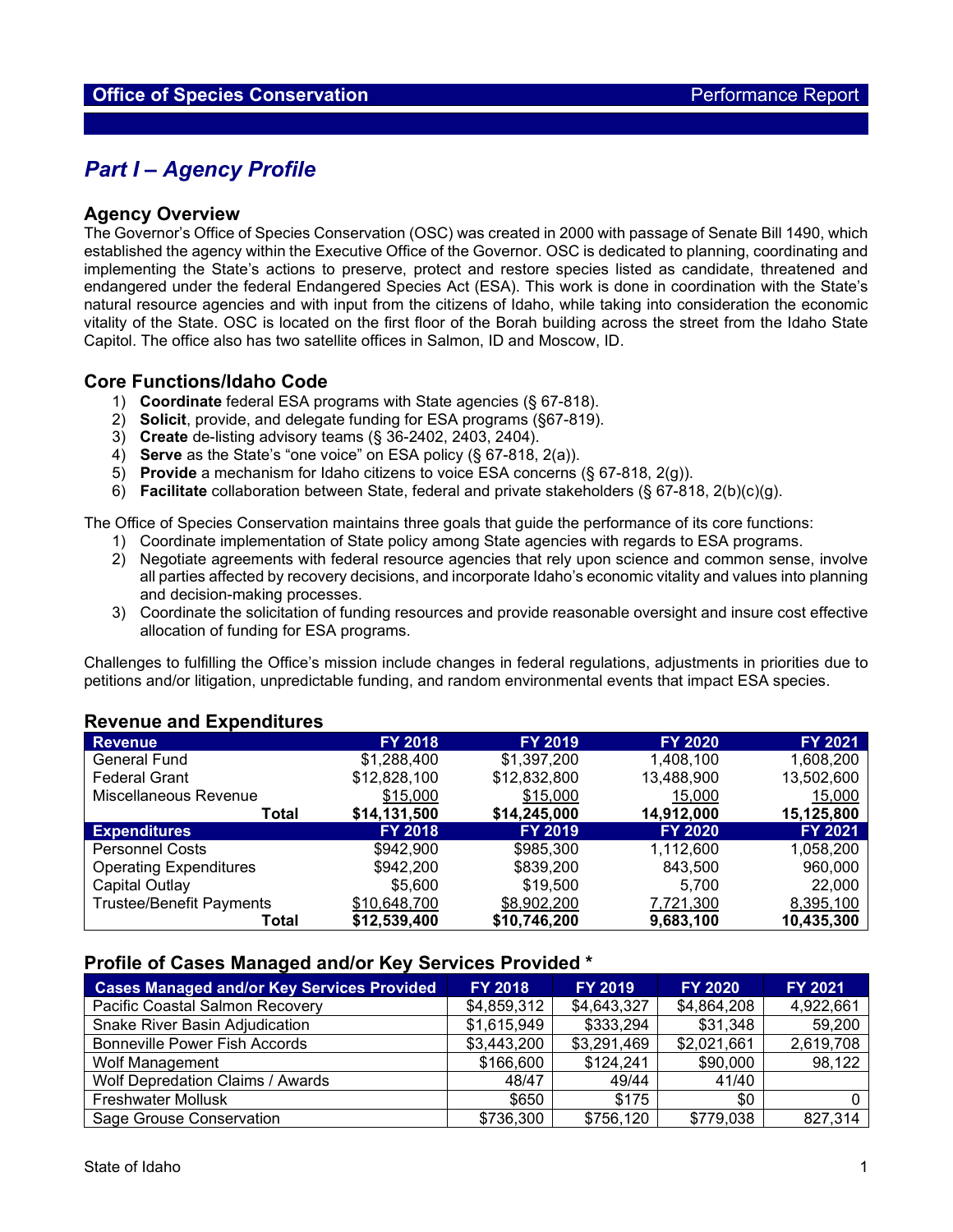## Part I – Agency Profile

### Agency Overview

The Governor's Office of Species Conservation (OSC) was created in 2000 with passage of Senate Bill 1490, which established the agency within the Executive Office of the Governor. OSC is dedicated to planning, coordinating and implementing the State's actions to preserve, protect and restore species listed as candidate, threatened and endangered under the federal Endangered Species Act (ESA). This work is done in coordination with the State's natural resource agencies and with input from the citizens of Idaho, while taking into consideration the economic vitality of the State. OSC is located on the first floor of the Borah building across the street from the Idaho State Capitol. The office also has two satellite offices in Salmon, ID and Moscow, ID.

### Core Functions/Idaho Code

1) **Coordinate** federal ESA programs with State agencies (§ 67-818).
2) **Solicit**, provide, and delegate funding for ESA programs (§67-819).
3) **Create** de-listing advisory teams (§ 36-2402, 2403, 2404).
4) **Serve** as the State's "one voice" on ESA policy (§ 67-818, 2(a)).
5) **Provide** a mechanism for Idaho citizens to voice ESA concerns (§ 67-818, 2(g)).
6) **Facilitate** collaboration between State, federal and private stakeholders (§ 67-818, 2(b)(c)(g).

The Office of Species Conservation maintains three goals that guide the performance of its core functions:

1) Coordinate implementation of State policy among State agencies with regards to ESA programs.
2) Negotiate agreements with federal resource agencies that rely upon science and common sense, involve all parties affected by recovery decisions, and incorporate Idaho's economic vitality and values into planning and decision-making processes.
3) Coordinate the solicitation of funding resources and provide reasonable oversight and insure cost effective allocation of funding for ESA programs.

Challenges to fulfilling the Office's mission include changes in federal regulations, adjustments in priorities due to petitions and/or litigation, unpredictable funding, and random environmental events that impact ESA species.

### Revenue and Expenditures

| Revenue | FY 2018 | FY 2019 | FY 2020 | FY 2021 |
|---|---|---|---|---|
| General Fund | $1,288,400 | $1,397,200 | 1,408,100 | 1,608,200 |
| Federal Grant | $12,828,100 | $12,832,800 | 13,488,900 | 13,502,600 |
| Miscellaneous Revenue | $15,000 | $15,000 | 15,000 | 15,000 |
| **Total** | **$14,131,500** | **$14,245,000** | **14,912,000** | **15,125,800** |
| **Expenditures** | **FY 2018** | **FY 2019** | **FY 2020** | **FY 2021** |
| Personnel Costs | $942,900 | $985,300 | 1,112,600 | 1,058,200 |
| Operating Expenditures | $942,200 | $839,200 | 843,500 | 960,000 |
| Capital Outlay | $5,600 | $19,500 | 5,700 | 22,000 |
| Trustee/Benefit Payments | $10,648,700 | $8,902,200 | 7,721,300 | 8,395,100 |
| **Total** | **$12,539,400** | **$10,746,200** | **9,683,100** | **10,435,300** |

### Profile of Cases Managed and/or Key Services Provided *

| Cases Managed and/or Key Services Provided | FY 2018 | FY 2019 | FY 2020 | FY 2021 |
|---|---|---|---|---|
| Pacific Coastal Salmon Recovery | $4,859,312 | $4,643,327 | $4,864,208 | 4,922,661 |
| Snake River Basin Adjudication | $1,615,949 | $333,294 | $31,348 | 59,200 |
| Bonneville Power Fish Accords | $3,443,200 | $3,291,469 | $2,021,661 | 2,619,708 |
| Wolf Management | $166,600 | $124,241 | $90,000 | 98,122 |
| Wolf Depredation Claims / Awards | 48/47 | 49/44 | 41/40 | |
| Freshwater Mollusk | $650 | $175 | $0 | 0 |
| Sage Grouse Conservation | $736,300 | $756,120 | $779,038 | 827,314 |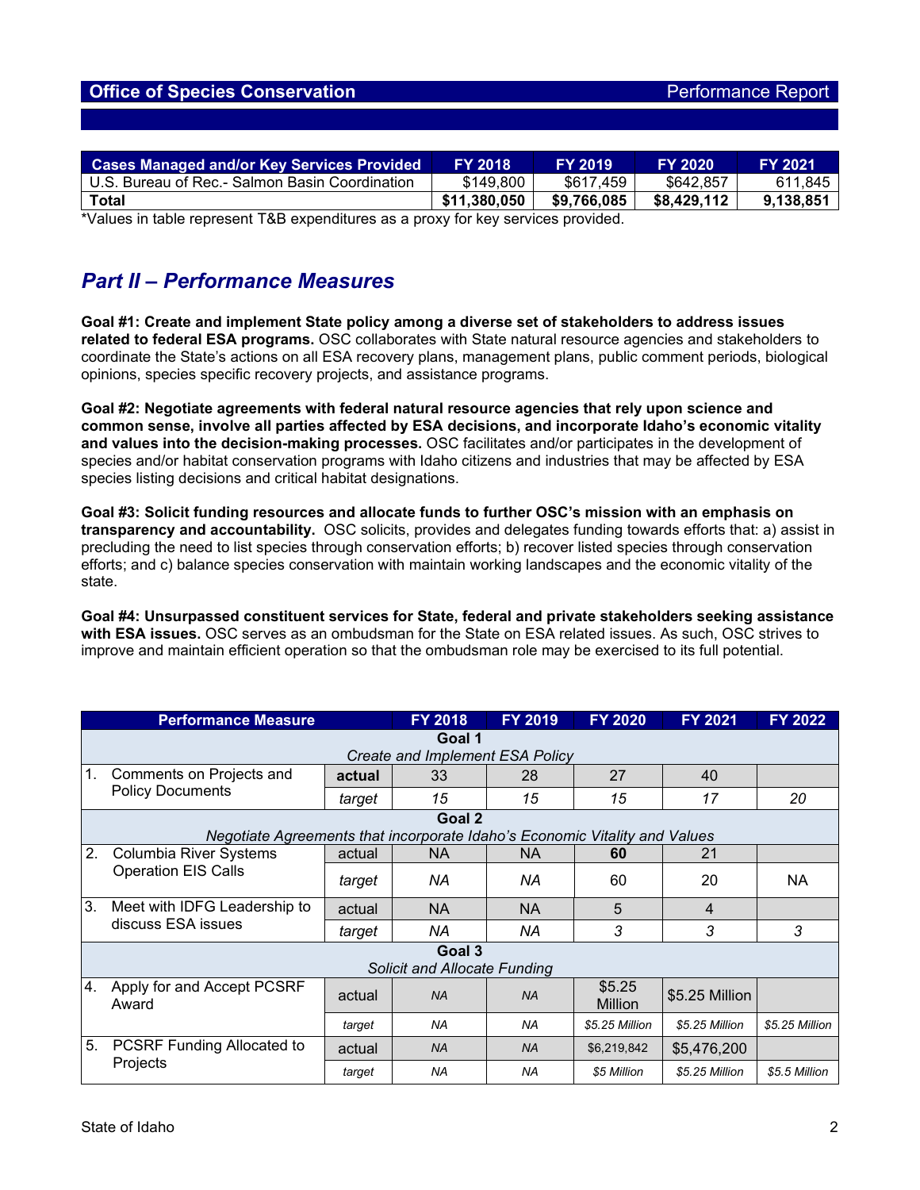| Cases Managed and/or Key Services Provided | FY 2018 | FY 2019 | FY 2020 | FY 2021 |
|---|---|---|---|---|
| U.S. Bureau of Rec.- Salmon Basin Coordination | $149,800 | $617,459 | $642,857 | 611,845 |
| **Total** | **$11,380,050** | **$9,766,085** | **$8,429,112** | **9,138,851** |

*Values in table represent T&B expenditures as a proxy for key services provided.

## *Part II – Performance Measures*

**Goal #1: Create and implement State policy among a diverse set of stakeholders to address issues related to federal ESA programs.** OSC collaborates with State natural resource agencies and stakeholders to coordinate the State's actions on all ESA recovery plans, management plans, public comment periods, biological opinions, species specific recovery projects, and assistance programs.

**Goal #2: Negotiate agreements with federal natural resource agencies that rely upon science and common sense, involve all parties affected by ESA decisions, and incorporate Idaho's economic vitality and values into the decision-making processes.** OSC facilitates and/or participates in the development of species and/or habitat conservation programs with Idaho citizens and industries that may be affected by ESA species listing decisions and critical habitat designations.

**Goal #3: Solicit funding resources and allocate funds to further OSC's mission with an emphasis on transparency and accountability.** OSC solicits, provides and delegates funding towards efforts that: a) assist in precluding the need to list species through conservation efforts; b) recover listed species through conservation efforts; and c) balance species conservation with maintain working landscapes and the economic vitality of the state.

**Goal #4: Unsurpassed constituent services for State, federal and private stakeholders seeking assistance with ESA issues.** OSC serves as an ombudsman for the State on ESA related issues. As such, OSC strives to improve and maintain efficient operation so that the ombudsman role may be exercised to its full potential.

| Performance Measure | | FY 2018 | FY 2019 | FY 2020 | FY 2021 | FY 2022 |
|---|---|---|---|---|---|---|
| **Goal 1** *Create and Implement ESA Policy* | | | | | | |
| 1. Comments on Projects and Policy Documents | **actual** | 33 | 28 | 27 | 40 | |
| | *target* | *15* | *15* | *15* | *17* | *20* |
| **Goal 2** *Negotiate Agreements that incorporate Idaho's Economic Vitality and Values* | | | | | | |
| 2. Columbia River Systems Operation EIS Calls | actual | NA | NA | **60** | 21 | |
| | *target* | *NA* | *NA* | 60 | 20 | NA |
| 3. Meet with IDFG Leadership to discuss ESA issues | actual | NA | NA | 5 | 4 | |
| | *target* | *NA* | *NA* | *3* | *3* | *3* |
| **Goal 3** *Solicit and Allocate Funding* | | | | | | |
| 4. Apply for and Accept PCSRF Award | actual | *NA* | *NA* | $5.25 Million | $5.25 Million | |
| | *target* | *NA* | *NA* | *$5.25 Million* | *$5.25 Million* | *$5.25 Million* |
| 5. PCSRF Funding Allocated to Projects | actual | *NA* | *NA* | $6,219,842 | $5,476,200 | |
| | *target* | *NA* | *NA* | *$5 Million* | *$5.25 Million* | *$5.5 Million* |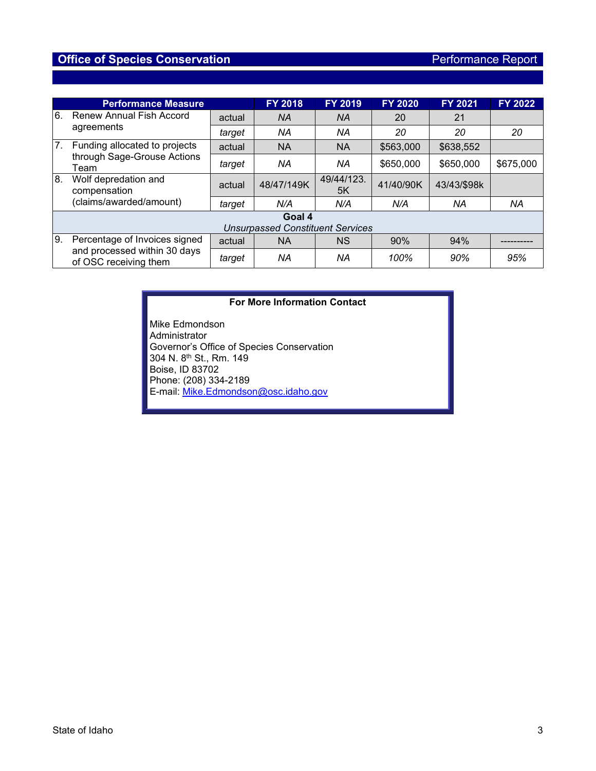## Office of Species Conservation

Performance Report

| Performance Measure | | FY 2018 | FY 2019 | FY 2020 | FY 2021 | FY 2022 |
|---|---|---|---|---|---|---|
| 6. Renew Annual Fish Accord agreements | actual | *NA* | *NA* | 20 | 21 | |
| | *target* | *NA* | *NA* | *20* | *20* | *20* |
| 7. Funding allocated to projects through Sage-Grouse Actions Team | actual | NA | NA | $563,000 | $638,552 | |
| | *target* | *NA* | *NA* | $650,000 | $650,000 | $675,000 |
| 8. Wolf depredation and compensation (claims/awarded/amount) | actual | 48/47/149K | 49/44/123.5K | 41/40/90K | 43/43/$98k | |
| | *target* | *N/A* | *N/A* | *N/A* | *NA* | *NA* |
| **Goal 4** *Unsurpassed Constituent Services* | | | | | | |
| 9. Percentage of Invoices signed and processed within 30 days of OSC receiving them | actual | NA | NS | 90% | 94% | ---------- |
| | *target* | *NA* | *NA* | *100%* | *90%* | *95%* |

**For More Information Contact**

Mike Edmondson
Administrator
Governor's Office of Species Conservation
304 N. 8th St., Rm. 149
Boise, ID 83702
Phone: (208) 334-2189
E-mail: Mike.Edmondson@osc.idaho.gov